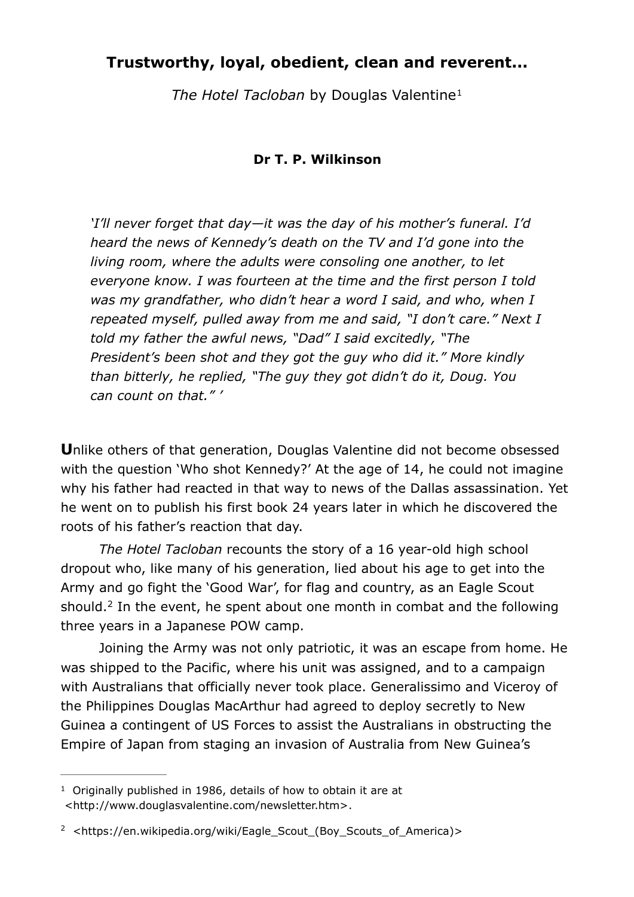# Trustworthy, loyal, obedient, clean and reverent...

*The Hotel Tacloban* by Douglas Valentine[1]

**Dr T. P. Wilkinson**

> *'I'll never forget that day—it was the day of his mother's funeral. I'd heard the news of Kennedy's death on the TV and I'd gone into the living room, where the adults were consoling one another, to let everyone know. I was fourteen at the time and the first person I told was my grandfather, who didn't hear a word I said, and who, when I repeated myself, pulled away from me and said, "I don't care." Next I told my father the awful news, "Dad" I said excitedly, "The President's been shot and they got the guy who did it." More kindly than bitterly, he replied, "The guy they got didn't do it, Doug. You can count on that." '*

**U**nlike others of that generation, Douglas Valentine did not become obsessed with the question 'Who shot Kennedy?' At the age of 14, he could not imagine why his father had reacted in that way to news of the Dallas assassination. Yet he went on to publish his first book 24 years later in which he discovered the roots of his father's reaction that day.

*The Hotel Tacloban* recounts the story of a 16 year-old high school dropout who, like many of his generation, lied about his age to get into the Army and go fight the 'Good War', for flag and country, as an Eagle Scout should.[2] In the event, he spent about one month in combat and the following three years in a Japanese POW camp.

Joining the Army was not only patriotic, it was an escape from home. He was shipped to the Pacific, where his unit was assigned, and to a campaign with Australians that officially never took place. Generalissimo and Viceroy of the Philippines Douglas MacArthur had agreed to deploy secretly to New Guinea a contingent of US Forces to assist the Australians in obstructing the Empire of Japan from staging an invasion of Australia from New Guinea's

---

[1] Originally published in 1986, details of how to obtain it are at <http://www.douglasvalentine.com/newsletter.htm>.

[2] <https://en.wikipedia.org/wiki/Eagle_Scout_(Boy_Scouts_of_America)>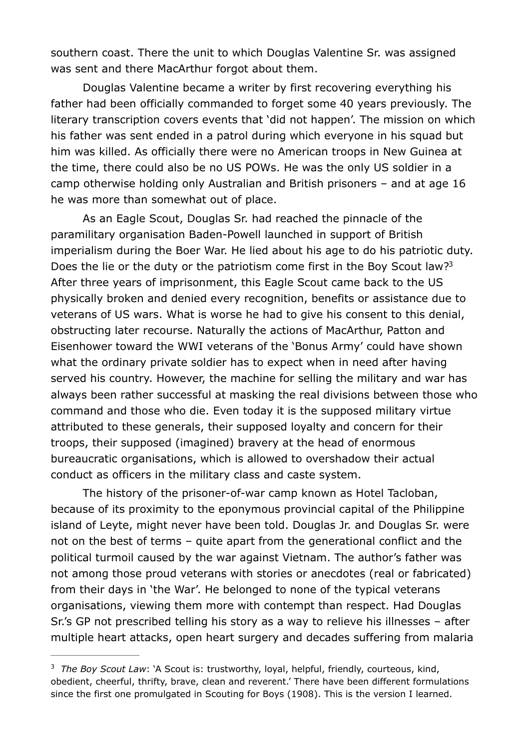southern coast. There the unit to which Douglas Valentine Sr. was assigned was sent and there MacArthur forgot about them.

Douglas Valentine became a writer by first recovering everything his father had been officially commanded to forget some 40 years previously. The literary transcription covers events that 'did not happen'. The mission on which his father was sent ended in a patrol during which everyone in his squad but him was killed. As officially there were no American troops in New Guinea at the time, there could also be no US POWs. He was the only US soldier in a camp otherwise holding only Australian and British prisoners – and at age 16 he was more than somewhat out of place.

As an Eagle Scout, Douglas Sr. had reached the pinnacle of the paramilitary organisation Baden-Powell launched in support of British imperialism during the Boer War. He lied about his age to do his patriotic duty. Does the lie or the duty or the patriotism come first in the Boy Scout law?[3] After three years of imprisonment, this Eagle Scout came back to the US physically broken and denied every recognition, benefits or assistance due to veterans of US wars. What is worse he had to give his consent to this denial, obstructing later recourse. Naturally the actions of MacArthur, Patton and Eisenhower toward the WWI veterans of the 'Bonus Army' could have shown what the ordinary private soldier has to expect when in need after having served his country. However, the machine for selling the military and war has always been rather successful at masking the real divisions between those who command and those who die. Even today it is the supposed military virtue attributed to these generals, their supposed loyalty and concern for their troops, their supposed (imagined) bravery at the head of enormous bureaucratic organisations, which is allowed to overshadow their actual conduct as officers in the military class and caste system.

The history of the prisoner-of-war camp known as Hotel Tacloban, because of its proximity to the eponymous provincial capital of the Philippine island of Leyte, might never have been told. Douglas Jr. and Douglas Sr. were not on the best of terms – quite apart from the generational conflict and the political turmoil caused by the war against Vietnam. The author's father was not among those proud veterans with stories or anecdotes (real or fabricated) from their days in 'the War'. He belonged to none of the typical veterans organisations, viewing them more with contempt than respect. Had Douglas Sr.'s GP not prescribed telling his story as a way to relieve his illnesses – after multiple heart attacks, open heart surgery and decades suffering from malaria

---

[3] *The Boy Scout Law*: 'A Scout is: trustworthy, loyal, helpful, friendly, courteous, kind, obedient, cheerful, thrifty, brave, clean and reverent.' There have been different formulations since the first one promulgated in Scouting for Boys (1908). This is the version I learned.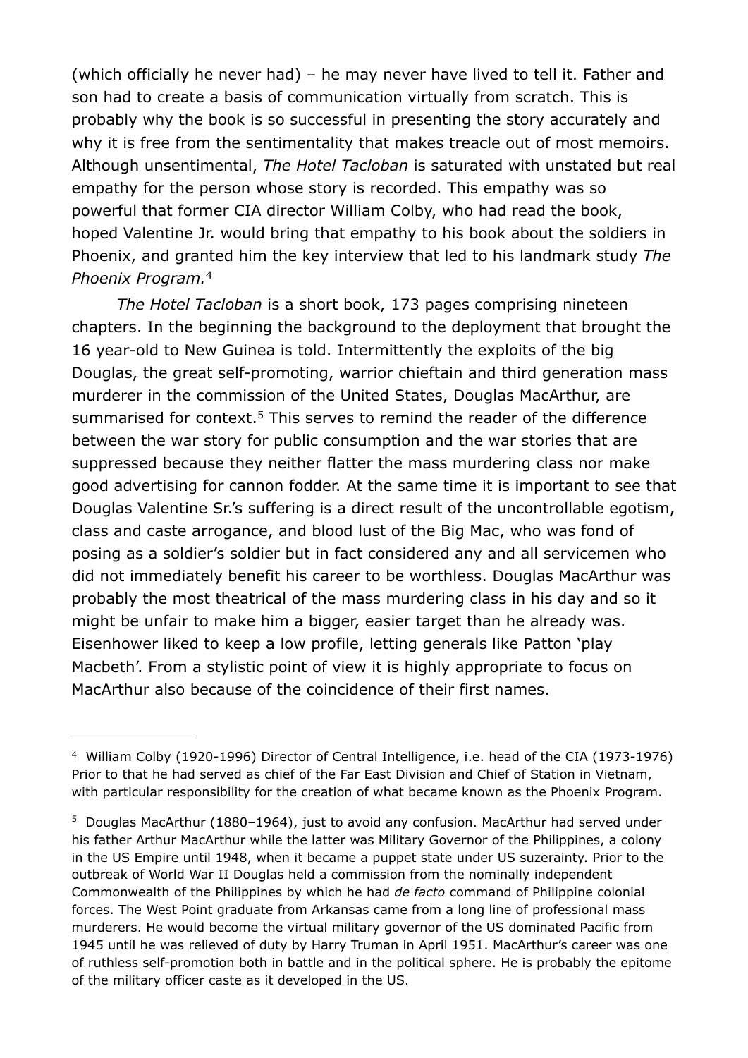(which officially he never had) – he may never have lived to tell it. Father and son had to create a basis of communication virtually from scratch. This is probably why the book is so successful in presenting the story accurately and why it is free from the sentimentality that makes treacle out of most memoirs. Although unsentimental, *The Hotel Tacloban* is saturated with unstated but real empathy for the person whose story is recorded. This empathy was so powerful that former CIA director William Colby, who had read the book, hoped Valentine Jr. would bring that empathy to his book about the soldiers in Phoenix, and granted him the key interview that led to his landmark study *The Phoenix Program.*[4]

*The Hotel Tacloban* is a short book, 173 pages comprising nineteen chapters. In the beginning the background to the deployment that brought the 16 year-old to New Guinea is told. Intermittently the exploits of the big Douglas, the great self-promoting, warrior chieftain and third generation mass murderer in the commission of the United States, Douglas MacArthur, are summarised for context.[5] This serves to remind the reader of the difference between the war story for public consumption and the war stories that are suppressed because they neither flatter the mass murdering class nor make good advertising for cannon fodder. At the same time it is important to see that Douglas Valentine Sr.'s suffering is a direct result of the uncontrollable egotism, class and caste arrogance, and blood lust of the Big Mac, who was fond of posing as a soldier's soldier but in fact considered any and all servicemen who did not immediately benefit his career to be worthless. Douglas MacArthur was probably the most theatrical of the mass murdering class in his day and so it might be unfair to make him a bigger, easier target than he already was. Eisenhower liked to keep a low profile, letting generals like Patton 'play Macbeth'. From a stylistic point of view it is highly appropriate to focus on MacArthur also because of the coincidence of their first names.

---

[4] William Colby (1920-1996) Director of Central Intelligence, i.e. head of the CIA (1973-1976) Prior to that he had served as chief of the Far East Division and Chief of Station in Vietnam, with particular responsibility for the creation of what became known as the Phoenix Program.

[5] Douglas MacArthur (1880–1964), just to avoid any confusion. MacArthur had served under his father Arthur MacArthur while the latter was Military Governor of the Philippines, a colony in the US Empire until 1948, when it became a puppet state under US suzerainty. Prior to the outbreak of World War II Douglas held a commission from the nominally independent Commonwealth of the Philippines by which he had *de facto* command of Philippine colonial forces. The West Point graduate from Arkansas came from a long line of professional mass murderers. He would become the virtual military governor of the US dominated Pacific from 1945 until he was relieved of duty by Harry Truman in April 1951. MacArthur's career was one of ruthless self-promotion both in battle and in the political sphere. He is probably the epitome of the military officer caste as it developed in the US.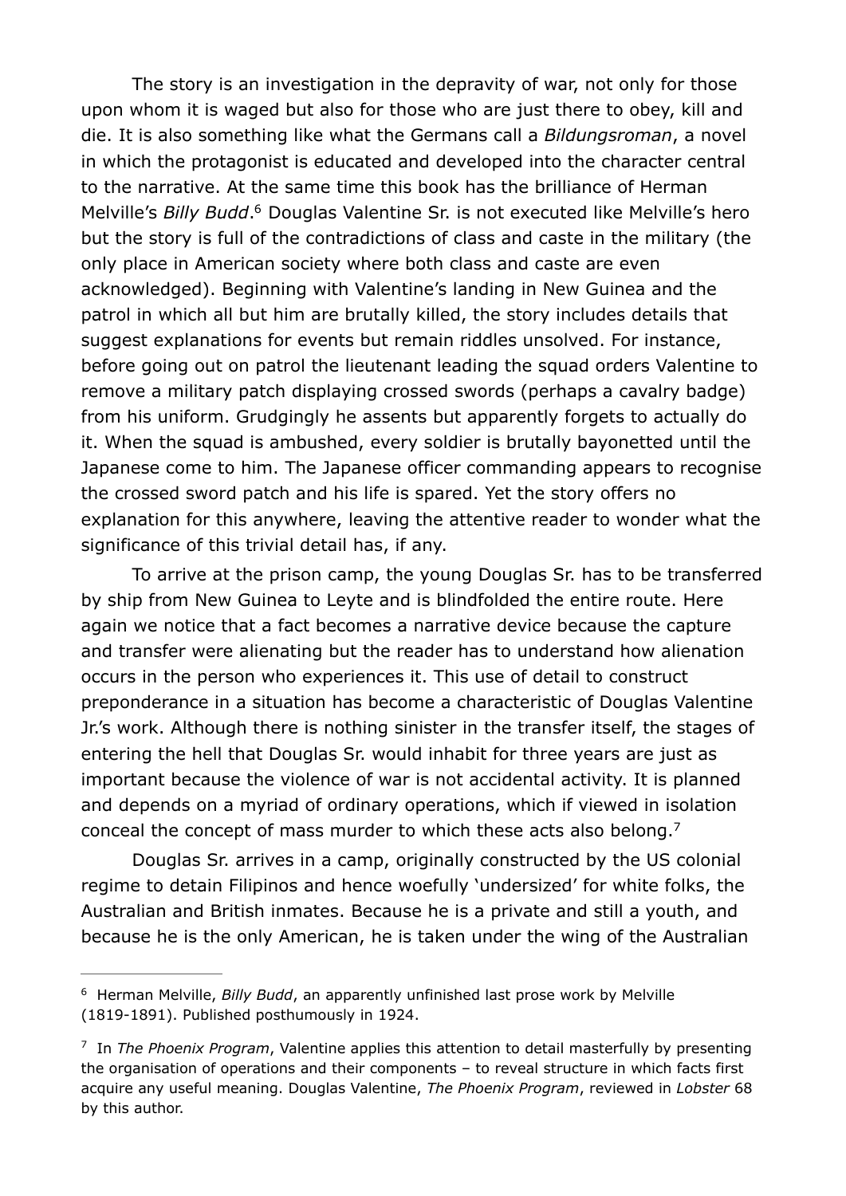The story is an investigation in the depravity of war, not only for those upon whom it is waged but also for those who are just there to obey, kill and die. It is also something like what the Germans call a *Bildungsroman*, a novel in which the protagonist is educated and developed into the character central to the narrative. At the same time this book has the brilliance of Herman Melville's *Billy Budd*.[6] Douglas Valentine Sr. is not executed like Melville's hero but the story is full of the contradictions of class and caste in the military (the only place in American society where both class and caste are even acknowledged). Beginning with Valentine's landing in New Guinea and the patrol in which all but him are brutally killed, the story includes details that suggest explanations for events but remain riddles unsolved. For instance, before going out on patrol the lieutenant leading the squad orders Valentine to remove a military patch displaying crossed swords (perhaps a cavalry badge) from his uniform. Grudgingly he assents but apparently forgets to actually do it. When the squad is ambushed, every soldier is brutally bayonetted until the Japanese come to him. The Japanese officer commanding appears to recognise the crossed sword patch and his life is spared. Yet the story offers no explanation for this anywhere, leaving the attentive reader to wonder what the significance of this trivial detail has, if any.

To arrive at the prison camp, the young Douglas Sr. has to be transferred by ship from New Guinea to Leyte and is blindfolded the entire route. Here again we notice that a fact becomes a narrative device because the capture and transfer were alienating but the reader has to understand how alienation occurs in the person who experiences it. This use of detail to construct preponderance in a situation has become a characteristic of Douglas Valentine Jr.'s work. Although there is nothing sinister in the transfer itself, the stages of entering the hell that Douglas Sr. would inhabit for three years are just as important because the violence of war is not accidental activity. It is planned and depends on a myriad of ordinary operations, which if viewed in isolation conceal the concept of mass murder to which these acts also belong.[7]

Douglas Sr. arrives in a camp, originally constructed by the US colonial regime to detain Filipinos and hence woefully 'undersized' for white folks, the Australian and British inmates. Because he is a private and still a youth, and because he is the only American, he is taken under the wing of the Australian

---

[6] Herman Melville, *Billy Budd*, an apparently unfinished last prose work by Melville (1819-1891). Published posthumously in 1924.

[7] In *The Phoenix Program*, Valentine applies this attention to detail masterfully by presenting the organisation of operations and their components – to reveal structure in which facts first acquire any useful meaning. Douglas Valentine, *The Phoenix Program*, reviewed in *Lobster* 68 by this author.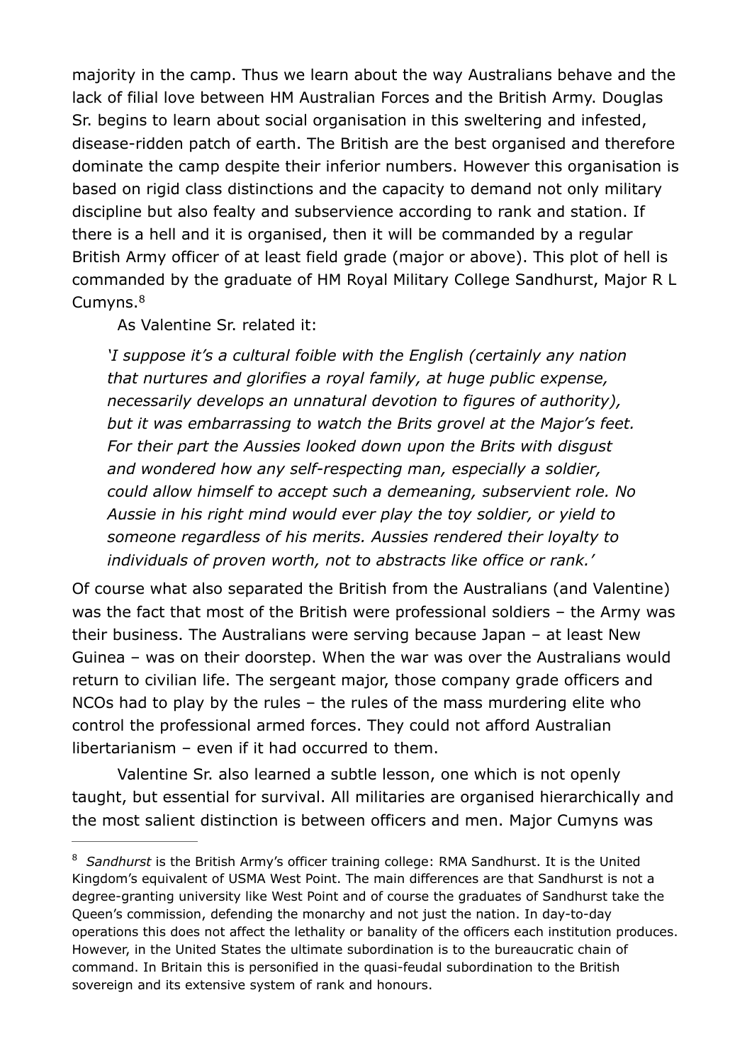majority in the camp. Thus we learn about the way Australians behave and the lack of filial love between HM Australian Forces and the British Army. Douglas Sr. begins to learn about social organisation in this sweltering and infested, disease-ridden patch of earth. The British are the best organised and therefore dominate the camp despite their inferior numbers. However this organisation is based on rigid class distinctions and the capacity to demand not only military discipline but also fealty and subservience according to rank and station. If there is a hell and it is organised, then it will be commanded by a regular British Army officer of at least field grade (major or above). This plot of hell is commanded by the graduate of HM Royal Military College Sandhurst, Major R L Cumyns.[8]

As Valentine Sr. related it:

> *'I suppose it's a cultural foible with the English (certainly any nation that nurtures and glorifies a royal family, at huge public expense, necessarily develops an unnatural devotion to figures of authority), but it was embarrassing to watch the Brits grovel at the Major's feet. For their part the Aussies looked down upon the Brits with disgust and wondered how any self-respecting man, especially a soldier, could allow himself to accept such a demeaning, subservient role. No Aussie in his right mind would ever play the toy soldier, or yield to someone regardless of his merits. Aussies rendered their loyalty to individuals of proven worth, not to abstracts like office or rank.'*

Of course what also separated the British from the Australians (and Valentine) was the fact that most of the British were professional soldiers – the Army was their business. The Australians were serving because Japan – at least New Guinea – was on their doorstep. When the war was over the Australians would return to civilian life. The sergeant major, those company grade officers and NCOs had to play by the rules – the rules of the mass murdering elite who control the professional armed forces. They could not afford Australian libertarianism – even if it had occurred to them.

Valentine Sr. also learned a subtle lesson, one which is not openly taught, but essential for survival. All militaries are organised hierarchically and the most salient distinction is between officers and men. Major Cumyns was

---

[8] *Sandhurst* is the British Army's officer training college: RMA Sandhurst. It is the United Kingdom's equivalent of USMA West Point. The main differences are that Sandhurst is not a degree-granting university like West Point and of course the graduates of Sandhurst take the Queen's commission, defending the monarchy and not just the nation. In day-to-day operations this does not affect the lethality or banality of the officers each institution produces. However, in the United States the ultimate subordination is to the bureaucratic chain of command. In Britain this is personified in the quasi-feudal subordination to the British sovereign and its extensive system of rank and honours.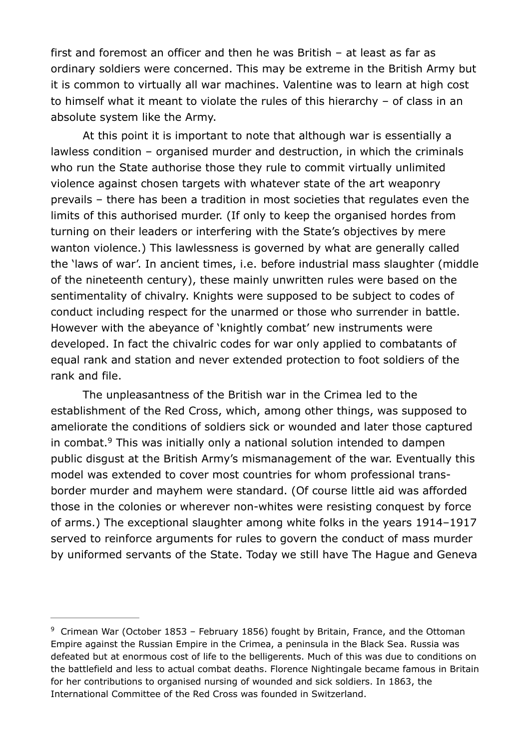first and foremost an officer and then he was British – at least as far as ordinary soldiers were concerned. This may be extreme in the British Army but it is common to virtually all war machines. Valentine was to learn at high cost to himself what it meant to violate the rules of this hierarchy – of class in an absolute system like the Army.

At this point it is important to note that although war is essentially a lawless condition – organised murder and destruction, in which the criminals who run the State authorise those they rule to commit virtually unlimited violence against chosen targets with whatever state of the art weaponry prevails – there has been a tradition in most societies that regulates even the limits of this authorised murder. (If only to keep the organised hordes from turning on their leaders or interfering with the State's objectives by mere wanton violence.) This lawlessness is governed by what are generally called the 'laws of war'. In ancient times, i.e. before industrial mass slaughter (middle of the nineteenth century), these mainly unwritten rules were based on the sentimentality of chivalry. Knights were supposed to be subject to codes of conduct including respect for the unarmed or those who surrender in battle. However with the abeyance of 'knightly combat' new instruments were developed. In fact the chivalric codes for war only applied to combatants of equal rank and station and never extended protection to foot soldiers of the rank and file.

The unpleasantness of the British war in the Crimea led to the establishment of the Red Cross, which, among other things, was supposed to ameliorate the conditions of soldiers sick or wounded and later those captured in combat.[9] This was initially only a national solution intended to dampen public disgust at the British Army's mismanagement of the war. Eventually this model was extended to cover most countries for whom professional trans-border murder and mayhem were standard. (Of course little aid was afforded those in the colonies or wherever non-whites were resisting conquest by force of arms.) The exceptional slaughter among white folks in the years 1914–1917 served to reinforce arguments for rules to govern the conduct of mass murder by uniformed servants of the State. Today we still have The Hague and Geneva

---

[9] Crimean War (October 1853 – February 1856) fought by Britain, France, and the Ottoman Empire against the Russian Empire in the Crimea, a peninsula in the Black Sea. Russia was defeated but at enormous cost of life to the belligerents. Much of this was due to conditions on the battlefield and less to actual combat deaths. Florence Nightingale became famous in Britain for her contributions to organised nursing of wounded and sick soldiers. In 1863, the International Committee of the Red Cross was founded in Switzerland.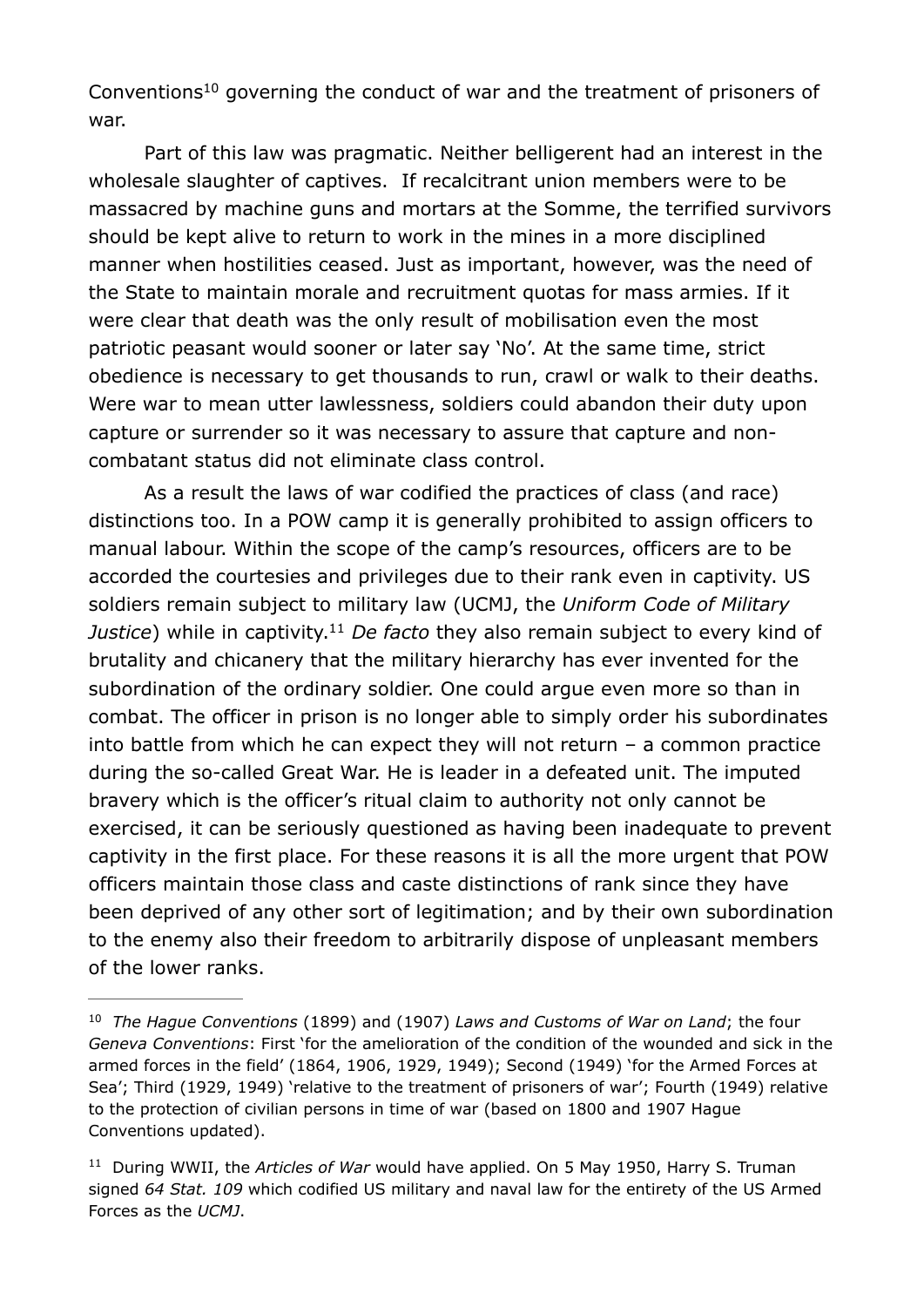Conventions[10] governing the conduct of war and the treatment of prisoners of war.

Part of this law was pragmatic. Neither belligerent had an interest in the wholesale slaughter of captives. If recalcitrant union members were to be massacred by machine guns and mortars at the Somme, the terrified survivors should be kept alive to return to work in the mines in a more disciplined manner when hostilities ceased. Just as important, however, was the need of the State to maintain morale and recruitment quotas for mass armies. If it were clear that death was the only result of mobilisation even the most patriotic peasant would sooner or later say 'No'. At the same time, strict obedience is necessary to get thousands to run, crawl or walk to their deaths. Were war to mean utter lawlessness, soldiers could abandon their duty upon capture or surrender so it was necessary to assure that capture and non-combatant status did not eliminate class control.

As a result the laws of war codified the practices of class (and race) distinctions too. In a POW camp it is generally prohibited to assign officers to manual labour. Within the scope of the camp's resources, officers are to be accorded the courtesies and privileges due to their rank even in captivity. US soldiers remain subject to military law (UCMJ, the *Uniform Code of Military Justice*) while in captivity.[11] *De facto* they also remain subject to every kind of brutality and chicanery that the military hierarchy has ever invented for the subordination of the ordinary soldier. One could argue even more so than in combat. The officer in prison is no longer able to simply order his subordinates into battle from which he can expect they will not return – a common practice during the so-called Great War. He is leader in a defeated unit. The imputed bravery which is the officer's ritual claim to authority not only cannot be exercised, it can be seriously questioned as having been inadequate to prevent captivity in the first place. For these reasons it is all the more urgent that POW officers maintain those class and caste distinctions of rank since they have been deprived of any other sort of legitimation; and by their own subordination to the enemy also their freedom to arbitrarily dispose of unpleasant members of the lower ranks.

---

[10] *The Hague Conventions* (1899) and (1907) *Laws and Customs of War on Land*; the four *Geneva Conventions*: First 'for the amelioration of the condition of the wounded and sick in the armed forces in the field' (1864, 1906, 1929, 1949); Second (1949) 'for the Armed Forces at Sea'; Third (1929, 1949) 'relative to the treatment of prisoners of war'; Fourth (1949) relative to the protection of civilian persons in time of war (based on 1800 and 1907 Hague Conventions updated).

[11] During WWII, the *Articles of War* would have applied. On 5 May 1950, Harry S. Truman signed *64 Stat. 109* which codified US military and naval law for the entirety of the US Armed Forces as the *UCMJ*.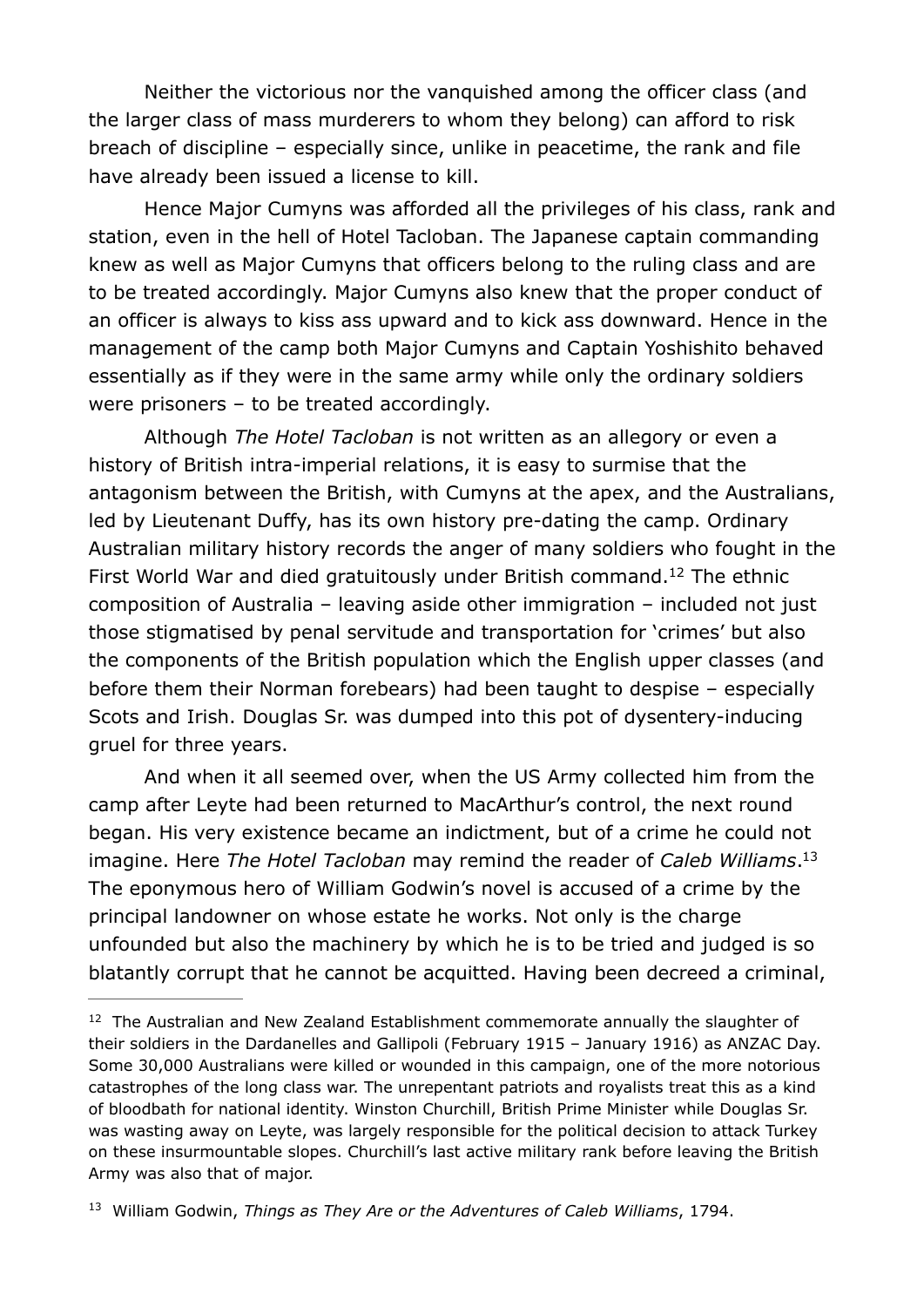Neither the victorious nor the vanquished among the officer class (and the larger class of mass murderers to whom they belong) can afford to risk breach of discipline – especially since, unlike in peacetime, the rank and file have already been issued a license to kill.

Hence Major Cumyns was afforded all the privileges of his class, rank and station, even in the hell of Hotel Tacloban. The Japanese captain commanding knew as well as Major Cumyns that officers belong to the ruling class and are to be treated accordingly. Major Cumyns also knew that the proper conduct of an officer is always to kiss ass upward and to kick ass downward. Hence in the management of the camp both Major Cumyns and Captain Yoshishito behaved essentially as if they were in the same army while only the ordinary soldiers were prisoners – to be treated accordingly.

Although *The Hotel Tacloban* is not written as an allegory or even a history of British intra-imperial relations, it is easy to surmise that the antagonism between the British, with Cumyns at the apex, and the Australians, led by Lieutenant Duffy, has its own history pre-dating the camp. Ordinary Australian military history records the anger of many soldiers who fought in the First World War and died gratuitously under British command.[12] The ethnic composition of Australia – leaving aside other immigration – included not just those stigmatised by penal servitude and transportation for 'crimes' but also the components of the British population which the English upper classes (and before them their Norman forebears) had been taught to despise – especially Scots and Irish. Douglas Sr. was dumped into this pot of dysentery-inducing gruel for three years.

And when it all seemed over, when the US Army collected him from the camp after Leyte had been returned to MacArthur's control, the next round began. His very existence became an indictment, but of a crime he could not imagine. Here *The Hotel Tacloban* may remind the reader of *Caleb Williams*.[13] The eponymous hero of William Godwin's novel is accused of a crime by the principal landowner on whose estate he works. Not only is the charge unfounded but also the machinery by which he is to be tried and judged is so blatantly corrupt that he cannot be acquitted. Having been decreed a criminal,

---

[12] The Australian and New Zealand Establishment commemorate annually the slaughter of their soldiers in the Dardanelles and Gallipoli (February 1915 – January 1916) as ANZAC Day. Some 30,000 Australians were killed or wounded in this campaign, one of the more notorious catastrophes of the long class war. The unrepentant patriots and royalists treat this as a kind of bloodbath for national identity. Winston Churchill, British Prime Minister while Douglas Sr. was wasting away on Leyte, was largely responsible for the political decision to attack Turkey on these insurmountable slopes. Churchill's last active military rank before leaving the British Army was also that of major.

[13] William Godwin, *Things as They Are or the Adventures of Caleb Williams*, 1794.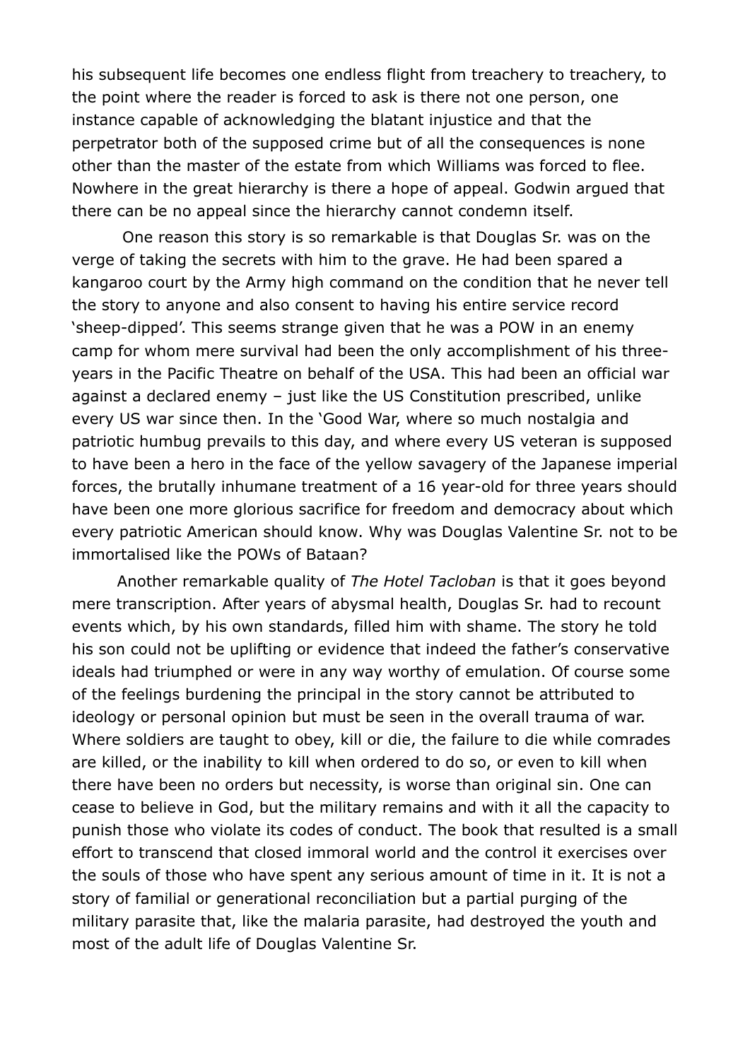his subsequent life becomes one endless flight from treachery to treachery, to the point where the reader is forced to ask is there not one person, one instance capable of acknowledging the blatant injustice and that the perpetrator both of the supposed crime but of all the consequences is none other than the master of the estate from which Williams was forced to flee. Nowhere in the great hierarchy is there a hope of appeal. Godwin argued that there can be no appeal since the hierarchy cannot condemn itself.

One reason this story is so remarkable is that Douglas Sr. was on the verge of taking the secrets with him to the grave. He had been spared a kangaroo court by the Army high command on the condition that he never tell the story to anyone and also consent to having his entire service record 'sheep-dipped'. This seems strange given that he was a POW in an enemy camp for whom mere survival had been the only accomplishment of his three-years in the Pacific Theatre on behalf of the USA. This had been an official war against a declared enemy – just like the US Constitution prescribed, unlike every US war since then. In the 'Good War, where so much nostalgia and patriotic humbug prevails to this day, and where every US veteran is supposed to have been a hero in the face of the yellow savagery of the Japanese imperial forces, the brutally inhumane treatment of a 16 year-old for three years should have been one more glorious sacrifice for freedom and democracy about which every patriotic American should know. Why was Douglas Valentine Sr. not to be immortalised like the POWs of Bataan?

Another remarkable quality of *The Hotel Tacloban* is that it goes beyond mere transcription. After years of abysmal health, Douglas Sr. had to recount events which, by his own standards, filled him with shame. The story he told his son could not be uplifting or evidence that indeed the father's conservative ideals had triumphed or were in any way worthy of emulation. Of course some of the feelings burdening the principal in the story cannot be attributed to ideology or personal opinion but must be seen in the overall trauma of war. Where soldiers are taught to obey, kill or die, the failure to die while comrades are killed, or the inability to kill when ordered to do so, or even to kill when there have been no orders but necessity, is worse than original sin. One can cease to believe in God, but the military remains and with it all the capacity to punish those who violate its codes of conduct. The book that resulted is a small effort to transcend that closed immoral world and the control it exercises over the souls of those who have spent any serious amount of time in it. It is not a story of familial or generational reconciliation but a partial purging of the military parasite that, like the malaria parasite, had destroyed the youth and most of the adult life of Douglas Valentine Sr.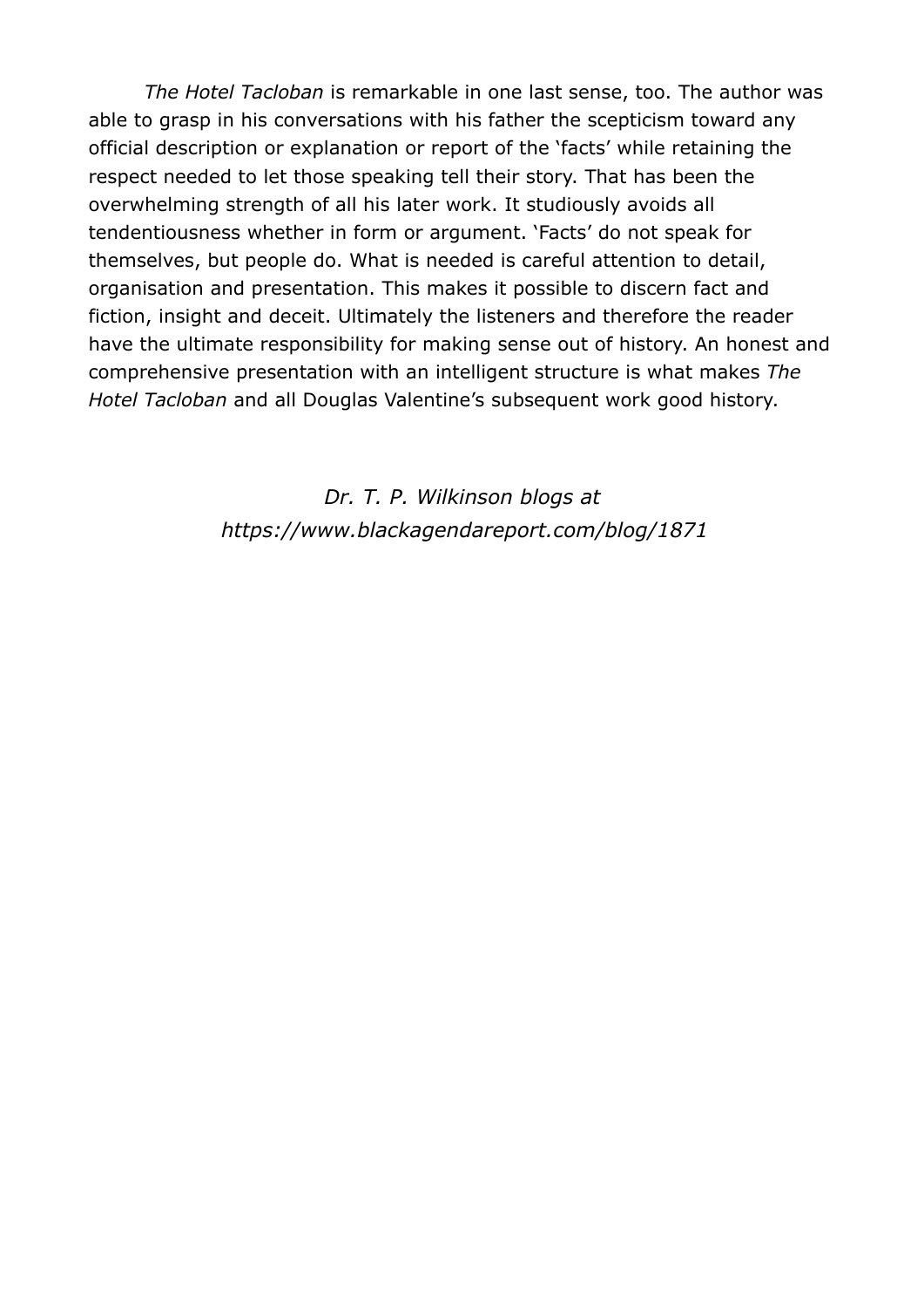*The Hotel Tacloban* is remarkable in one last sense, too. The author was able to grasp in his conversations with his father the scepticism toward any official description or explanation or report of the 'facts' while retaining the respect needed to let those speaking tell their story. That has been the overwhelming strength of all his later work. It studiously avoids all tendentiousness whether in form or argument. 'Facts' do not speak for themselves, but people do. What is needed is careful attention to detail, organisation and presentation. This makes it possible to discern fact and fiction, insight and deceit. Ultimately the listeners and therefore the reader have the ultimate responsibility for making sense out of history. An honest and comprehensive presentation with an intelligent structure is what makes *The Hotel Tacloban* and all Douglas Valentine's subsequent work good history.

*Dr. T. P. Wilkinson blogs at https://www.blackagendareport.com/blog/1871*